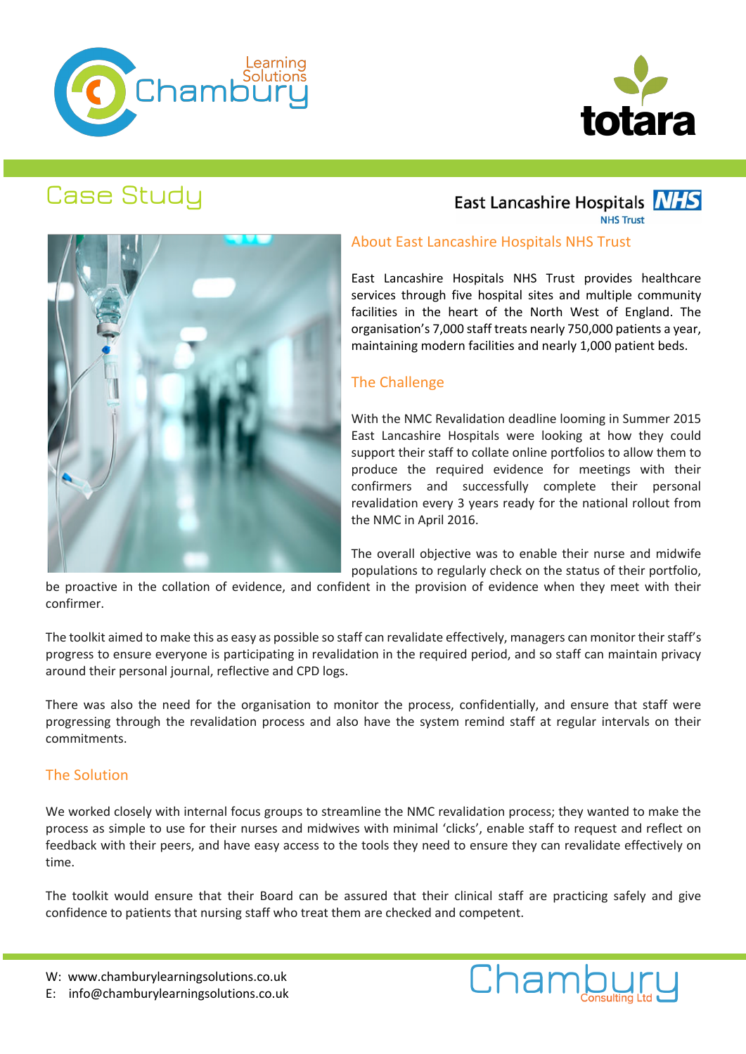# Case Study

East Lancashire Hospitals NHS Trust

## About East Lancashire Hospitals NHS Trust

East Lancashire Hospitals NHS Trust provides healthcare services through five hospital sites and multiple community facilities in the heart of the North West of England. The organisation's 7,000 staff treats nearly 750,000 patients a year, maintaining modern facilities and nearly 1,000 patient beds.

## The Challenge

With the NMC Revalidation deadline looming in Summer 2015 East Lancashire Hospitals were looking at how they could support their staff to collate online portfolios to allow them to produce the required evidence for meetings with their confirmers and successfully complete their personal revalidation every 3 years ready for the national rollout from the NMC in April 2016.

The overall objective was to enable their nurse and midwife populations to regularly check on the status of their portfolio, be proactive in the collation of evidence, and confident in the provision of evidence when they meet with their confirmer.

The toolkit aimed to make this as easy as possible so staff can revalidate effectively, managers can monitor their staff's progress to ensure everyone is participating in revalidation in the required period, and so staff can maintain privacy around their personal journal, reflective and CPD logs.

There was also the need for the organisation to monitor the process, confidentially, and ensure that staff were progressing through the revalidation process and also have the system remind staff at regular intervals on their commitments.

## The Solution

We worked closely with internal focus groups to streamline the NMC revalidation process; they wanted to make the process as simple to use for their nurses and midwives with minimal 'clicks', enable staff to request and reflect on feedback with their peers, and have easy access to the tools they need to ensure they can revalidate effectively on time.

The toolkit would ensure that their Board can be assured that their clinical staff are practicing safely and give confidence to patients that nursing staff who treat them are checked and competent.

W: www.chamburylearningsolutions.co.uk
E: info@chamburylearningsolutions.co.uk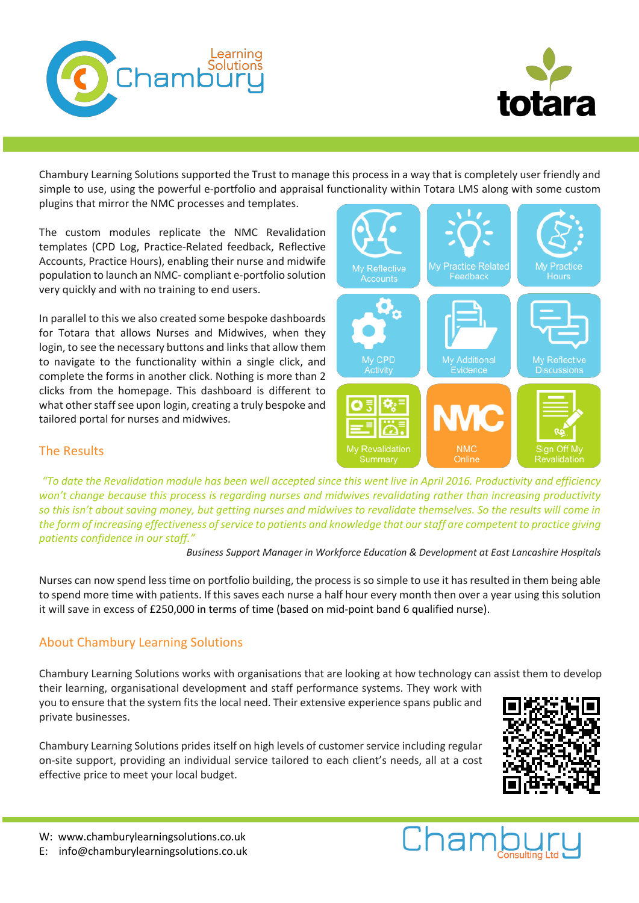Chambury Learning Solutions supported the Trust to manage this process in a way that is completely user friendly and simple to use, using the powerful e-portfolio and appraisal functionality within Totara LMS along with some custom plugins that mirror the NMC processes and templates.

The custom modules replicate the NMC Revalidation templates (CPD Log, Practice-Related feedback, Reflective Accounts, Practice Hours), enabling their nurse and midwife population to launch an NMC- compliant e-portfolio solution very quickly and with no training to end users.

In parallel to this we also created some bespoke dashboards for Totara that allows Nurses and Midwives, when they login, to see the necessary buttons and links that allow them to navigate to the functionality within a single click, and complete the forms in another click. Nothing is more than 2 clicks from the homepage. This dashboard is different to what other staff see upon login, creating a truly bespoke and tailored portal for nurses and midwives.

My Reflective Accounts

My Practice Related Feedback

My Practice Hours

My CPD Activity

My Additional Evidence

My Reflective Discussions

My Revalidation Summary

NMC Online

Sign Off My Revalidation

## The Results

*"To date the Revalidation module has been well accepted since this went live in April 2016. Productivity and efficiency won't change because this process is regarding nurses and midwives revalidating rather than increasing productivity so this isn't about saving money, but getting nurses and midwives to revalidate themselves. So the results will come in the form of increasing effectiveness of service to patients and knowledge that our staff are competent to practice giving patients confidence in our staff."*

*Business Support Manager in Workforce Education & Development at East Lancashire Hospitals*

Nurses can now spend less time on portfolio building, the process is so simple to use it has resulted in them being able to spend more time with patients. If this saves each nurse a half hour every month then over a year using this solution it will save in excess of £250,000 in terms of time (based on mid-point band 6 qualified nurse).

## About Chambury Learning Solutions

Chambury Learning Solutions works with organisations that are looking at how technology can assist them to develop their learning, organisational development and staff performance systems. They work with you to ensure that the system fits the local need. Their extensive experience spans public and private businesses.

Chambury Learning Solutions prides itself on high levels of customer service including regular on-site support, providing an individual service tailored to each client's needs, all at a cost effective price to meet your local budget.

W: www.chamburylearningsolutions.co.uk

E: info@chamburylearningsolutions.co.uk

Chambury Consulting Ltd